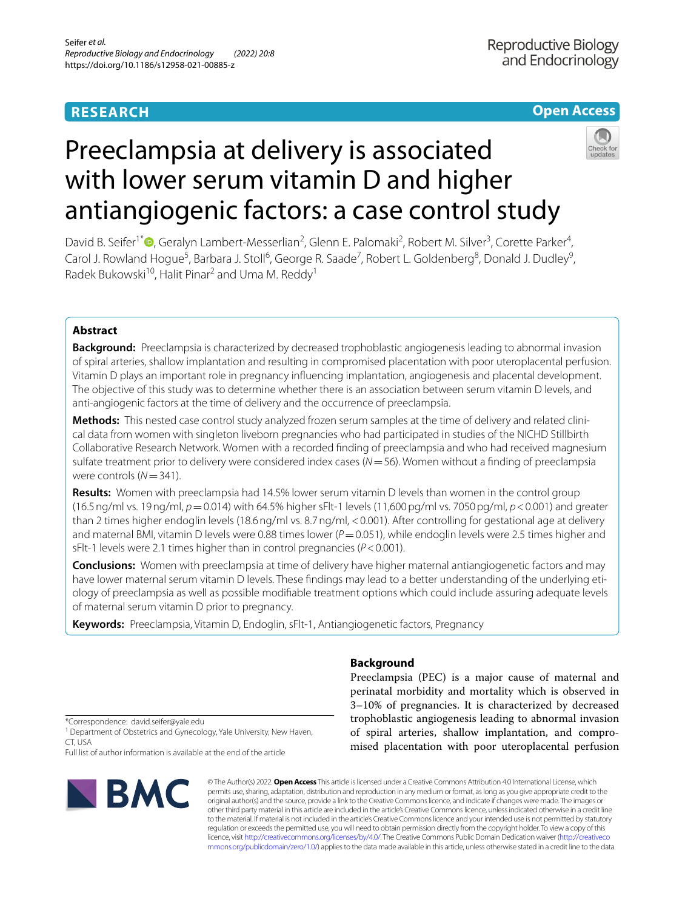**RESEARCH** **Open Access**

# Preeclampsia at delivery is associated with lower serum vitamin D and higher antiangiogenic factors: a case control study

David B. Seifer[1*], Geralyn Lambert-Messerlian[2], Glenn E. Palomaki[2], Robert M. Silver[3], Corette Parker[4], Carol J. Rowland Hogue[5], Barbara J. Stoll[6], George R. Saade[7], Robert L. Goldenberg[8], Donald J. Dudley[9], Radek Bukowski[10], Halit Pinar[2] and Uma M. Reddy[1]

## Abstract

**Background:** Preeclampsia is characterized by decreased trophoblastic angiogenesis leading to abnormal invasion of spiral arteries, shallow implantation and resulting in compromised placentation with poor uteroplacental perfusion. Vitamin D plays an important role in pregnancy influencing implantation, angiogenesis and placental development. The objective of this study was to determine whether there is an association between serum vitamin D levels, and anti-angiogenic factors at the time of delivery and the occurrence of preeclampsia.

**Methods:** This nested case control study analyzed frozen serum samples at the time of delivery and related clinical data from women with singleton liveborn pregnancies who had participated in studies of the NICHD Stillbirth Collaborative Research Network. Women with a recorded finding of preeclampsia and who had received magnesium sulfate treatment prior to delivery were considered index cases ($N = 56$). Women without a finding of preeclampsia were controls ($N = 341$).

**Results:** Women with preeclampsia had 14.5% lower serum vitamin D levels than women in the control group (16.5 ng/ml vs. 19 ng/ml, $p = 0.014$) with 64.5% higher sFlt-1 levels (11,600 pg/ml vs. 7050 pg/ml, $p < 0.001$) and greater than 2 times higher endoglin levels (18.6 ng/ml vs. 8.7 ng/ml, $< 0.001$). After controlling for gestational age at delivery and maternal BMI, vitamin D levels were 0.88 times lower ($P = 0.051$), while endoglin levels were 2.5 times higher and sFlt-1 levels were 2.1 times higher than in control pregnancies ($P < 0.001$).

**Conclusions:** Women with preeclampsia at time of delivery have higher maternal antiangiogenetic factors and may have lower maternal serum vitamin D levels. These findings may lead to a better understanding of the underlying etiology of preeclampsia as well as possible modifiable treatment options which could include assuring adequate levels of maternal serum vitamin D prior to pregnancy.

**Keywords:** Preeclampsia, Vitamin D, Endoglin, sFlt-1, Antiangiogenetic factors, Pregnancy

## Background

Preeclampsia (PEC) is a major cause of maternal and perinatal morbidity and mortality which is observed in 3–10% of pregnancies. It is characterized by decreased trophoblastic angiogenesis leading to abnormal invasion of spiral arteries, shallow implantation, and compromised placentation with poor uteroplacental perfusion

*Correspondence: david.seifer@yale.edu

[1] Department of Obstetrics and Gynecology, Yale University, New Haven, CT, USA

Full list of author information is available at the end of the article

© The Author(s) 2022. **Open Access** This article is licensed under a Creative Commons Attribution 4.0 International License, which permits use, sharing, adaptation, distribution and reproduction in any medium or format, as long as you give appropriate credit to the original author(s) and the source, provide a link to the Creative Commons licence, and indicate if changes were made. The images or other third party material in this article are included in the article's Creative Commons licence, unless indicated otherwise in a credit line to the material. If material is not included in the article's Creative Commons licence and your intended use is not permitted by statutory regulation or exceeds the permitted use, you will need to obtain permission directly from the copyright holder. To view a copy of this licence, visit http://creativecommons.org/licenses/by/4.0/. The Creative Commons Public Domain Dedication waiver (http://creativecommons.org/publicdomain/zero/1.0/) applies to the data made available in this article, unless otherwise stated in a credit line to the data.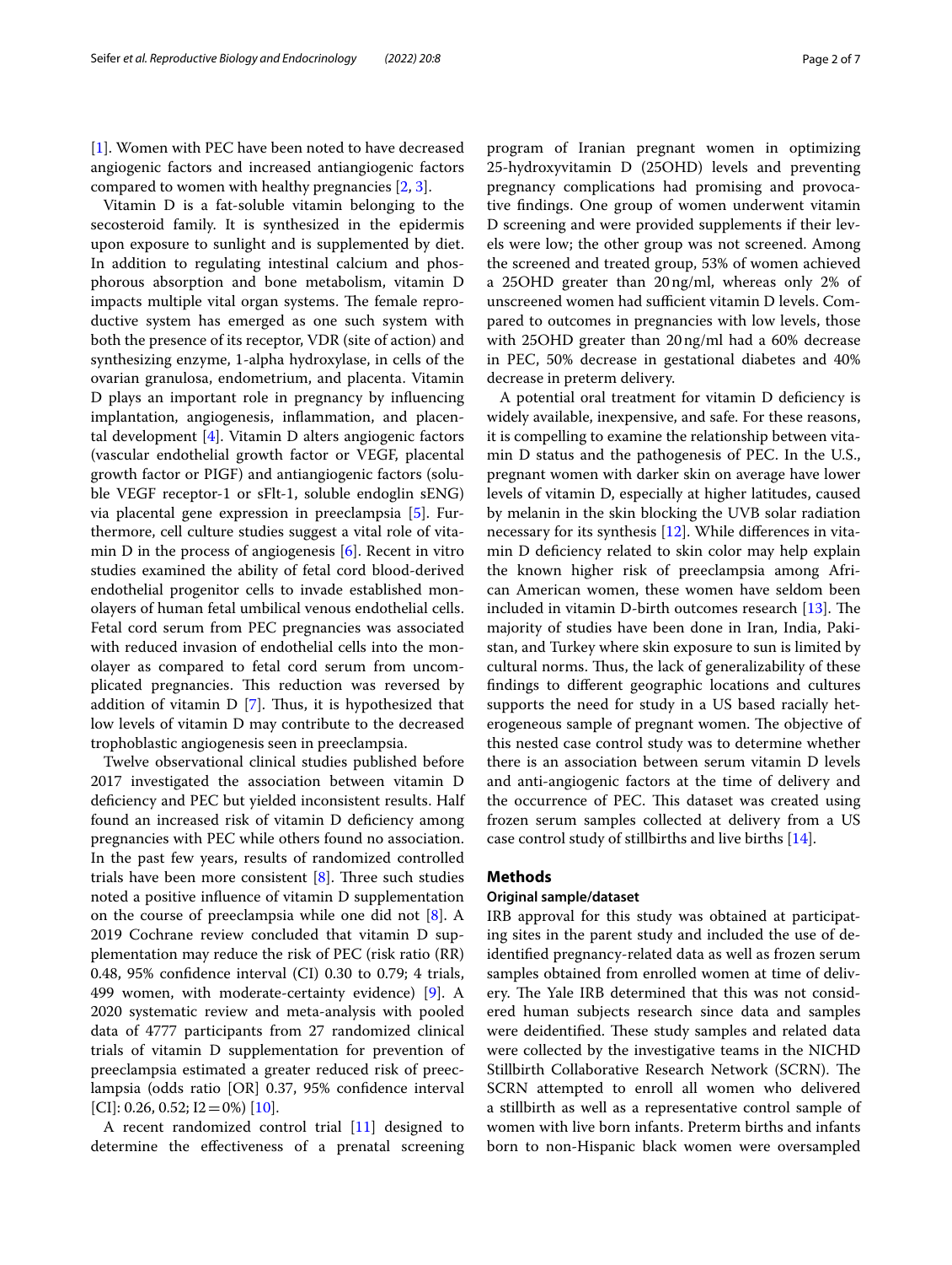[1]. Women with PEC have been noted to have decreased angiogenic factors and increased antiangiogenic factors compared to women with healthy pregnancies [2, 3].

Vitamin D is a fat-soluble vitamin belonging to the secosteroid family. It is synthesized in the epidermis upon exposure to sunlight and is supplemented by diet. In addition to regulating intestinal calcium and phosphorous absorption and bone metabolism, vitamin D impacts multiple vital organ systems. The female reproductive system has emerged as one such system with both the presence of its receptor, VDR (site of action) and synthesizing enzyme, 1-alpha hydroxylase, in cells of the ovarian granulosa, endometrium, and placenta. Vitamin D plays an important role in pregnancy by influencing implantation, angiogenesis, inflammation, and placental development [4]. Vitamin D alters angiogenic factors (vascular endothelial growth factor or VEGF, placental growth factor or PlGF) and antiangiogenic factors (soluble VEGF receptor-1 or sFlt-1, soluble endoglin sENG) via placental gene expression in preeclampsia [5]. Furthermore, cell culture studies suggest a vital role of vitamin D in the process of angiogenesis [6]. Recent in vitro studies examined the ability of fetal cord blood-derived endothelial progenitor cells to invade established monolayers of human fetal umbilical venous endothelial cells. Fetal cord serum from PEC pregnancies was associated with reduced invasion of endothelial cells into the monolayer as compared to fetal cord serum from uncomplicated pregnancies. This reduction was reversed by addition of vitamin D [7]. Thus, it is hypothesized that low levels of vitamin D may contribute to the decreased trophoblastic angiogenesis seen in preeclampsia.

Twelve observational clinical studies published before 2017 investigated the association between vitamin D deficiency and PEC but yielded inconsistent results. Half found an increased risk of vitamin D deficiency among pregnancies with PEC while others found no association. In the past few years, results of randomized controlled trials have been more consistent [8]. Three such studies noted a positive influence of vitamin D supplementation on the course of preeclampsia while one did not [8]. A 2019 Cochrane review concluded that vitamin D supplementation may reduce the risk of PEC (risk ratio (RR) 0.48, 95% confidence interval (CI) 0.30 to 0.79; 4 trials, 499 women, with moderate-certainty evidence) [9]. A 2020 systematic review and meta-analysis with pooled data of 4777 participants from 27 randomized clinical trials of vitamin D supplementation for prevention of preeclampsia estimated a greater reduced risk of preeclampsia (odds ratio [OR] 0.37, 95% confidence interval [CI]: 0.26, 0.52; $I2 = 0\%$) [10].

A recent randomized control trial [11] designed to determine the effectiveness of a prenatal screening program of Iranian pregnant women in optimizing 25-hydroxyvitamin D (25OHD) levels and preventing pregnancy complications had promising and provocative findings. One group of women underwent vitamin D screening and were provided supplements if their levels were low; the other group was not screened. Among the screened and treated group, 53% of women achieved a 25OHD greater than 20 ng/ml, whereas only 2% of unscreened women had sufficient vitamin D levels. Compared to outcomes in pregnancies with low levels, those with 25OHD greater than 20 ng/ml had a 60% decrease in PEC, 50% decrease in gestational diabetes and 40% decrease in preterm delivery.

A potential oral treatment for vitamin D deficiency is widely available, inexpensive, and safe. For these reasons, it is compelling to examine the relationship between vitamin D status and the pathogenesis of PEC. In the U.S., pregnant women with darker skin on average have lower levels of vitamin D, especially at higher latitudes, caused by melanin in the skin blocking the UVB solar radiation necessary for its synthesis [12]. While differences in vitamin D deficiency related to skin color may help explain the known higher risk of preeclampsia among African American women, these women have seldom been included in vitamin D-birth outcomes research [13]. The majority of studies have been done in Iran, India, Pakistan, and Turkey where skin exposure to sun is limited by cultural norms. Thus, the lack of generalizability of these findings to different geographic locations and cultures supports the need for study in a US based racially heterogeneous sample of pregnant women. The objective of this nested case control study was to determine whether there is an association between serum vitamin D levels and anti-angiogenic factors at the time of delivery and the occurrence of PEC. This dataset was created using frozen serum samples collected at delivery from a US case control study of stillbirths and live births [14].

## Methods

### Original sample/dataset

IRB approval for this study was obtained at participating sites in the parent study and included the use of de-identified pregnancy-related data as well as frozen serum samples obtained from enrolled women at time of delivery. The Yale IRB determined that this was not considered human subjects research since data and samples were deidentified. These study samples and related data were collected by the investigative teams in the NICHD Stillbirth Collaborative Research Network (SCRN). The SCRN attempted to enroll all women who delivered a stillbirth as well as a representative control sample of women with live born infants. Preterm births and infants born to non-Hispanic black women were oversampled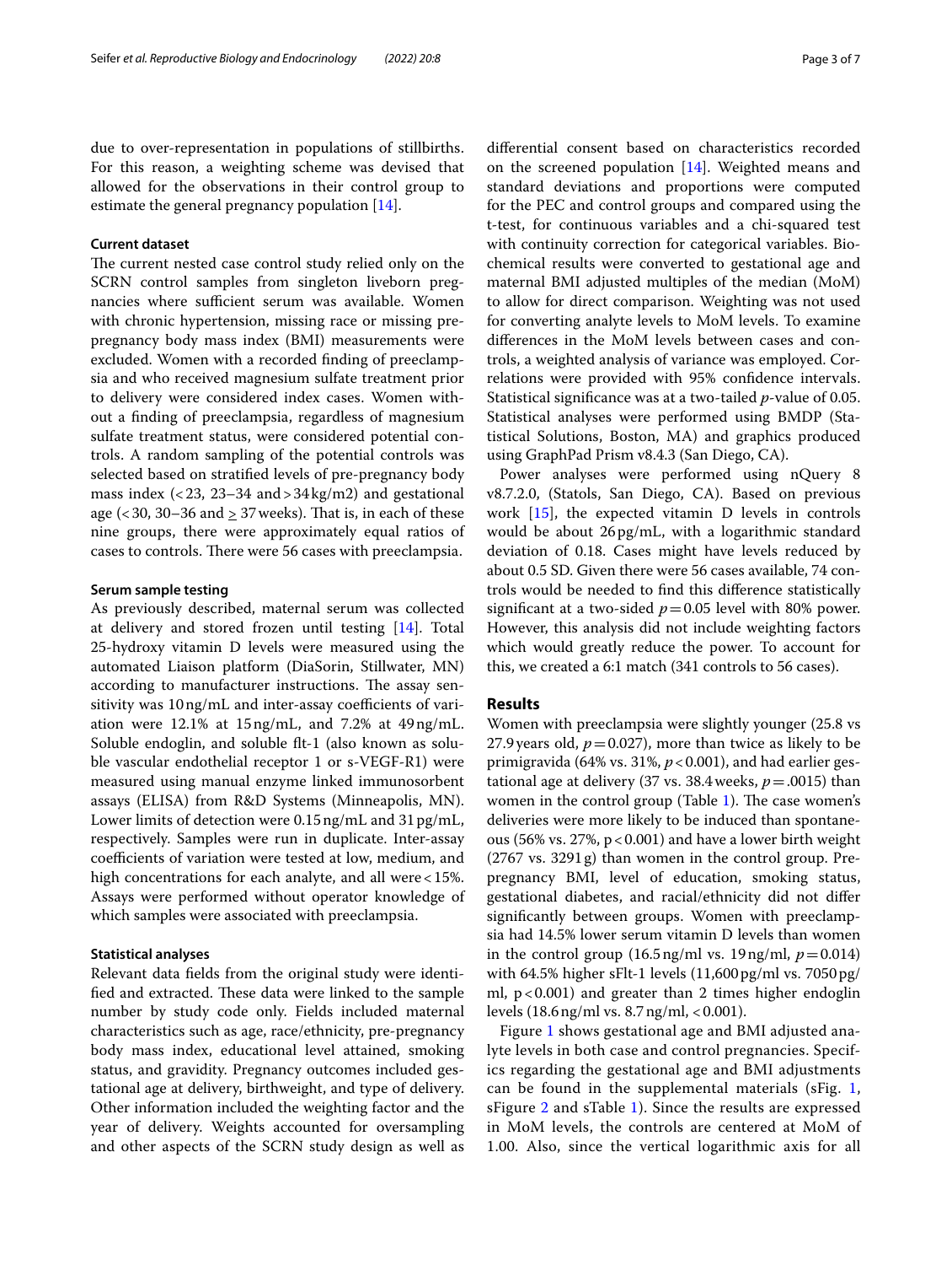due to over-representation in populations of stillbirths. For this reason, a weighting scheme was devised that allowed for the observations in their control group to estimate the general pregnancy population [14].

### Current dataset

The current nested case control study relied only on the SCRN control samples from singleton liveborn pregnancies where sufficient serum was available. Women with chronic hypertension, missing race or missing pre-pregnancy body mass index (BMI) measurements were excluded. Women with a recorded finding of preeclampsia and who received magnesium sulfate treatment prior to delivery were considered index cases. Women without a finding of preeclampsia, regardless of magnesium sulfate treatment status, were considered potential controls. A random sampling of the potential controls was selected based on stratified levels of pre-pregnancy body mass index (<23, 23–34 and >34 kg/m2) and gestational age (<30, 30–36 and $\geq$ 37 weeks). That is, in each of these nine groups, there were approximately equal ratios of cases to controls. There were 56 cases with preeclampsia.

### Serum sample testing

As previously described, maternal serum was collected at delivery and stored frozen until testing [14]. Total 25-hydroxy vitamin D levels were measured using the automated Liaison platform (DiaSorin, Stillwater, MN) according to manufacturer instructions. The assay sensitivity was 10 ng/mL and inter-assay coefficients of variation were 12.1% at 15 ng/mL, and 7.2% at 49 ng/mL. Soluble endoglin, and soluble flt-1 (also known as soluble vascular endothelial receptor 1 or s-VEGF-R1) were measured using manual enzyme linked immunosorbent assays (ELISA) from R&D Systems (Minneapolis, MN). Lower limits of detection were 0.15 ng/mL and 31 pg/mL, respectively. Samples were run in duplicate. Inter-assay coefficients of variation were tested at low, medium, and high concentrations for each analyte, and all were <15%. Assays were performed without operator knowledge of which samples were associated with preeclampsia.

### Statistical analyses

Relevant data fields from the original study were identified and extracted. These data were linked to the sample number by study code only. Fields included maternal characteristics such as age, race/ethnicity, pre-pregnancy body mass index, educational level attained, smoking status, and gravidity. Pregnancy outcomes included gestational age at delivery, birthweight, and type of delivery. Other information included the weighting factor and the year of delivery. Weights accounted for oversampling and other aspects of the SCRN study design as well as differential consent based on characteristics recorded on the screened population [14]. Weighted means and standard deviations and proportions were computed for the PEC and control groups and compared using the t-test, for continuous variables and a chi-squared test with continuity correction for categorical variables. Biochemical results were converted to gestational age and maternal BMI adjusted multiples of the median (MoM) to allow for direct comparison. Weighting was not used for converting analyte levels to MoM levels. To examine differences in the MoM levels between cases and controls, a weighted analysis of variance was employed. Correlations were provided with 95% confidence intervals. Statistical significance was at a two-tailed *p*-value of 0.05. Statistical analyses were performed using BMDP (Statistical Solutions, Boston, MA) and graphics produced using GraphPad Prism v8.4.3 (San Diego, CA).

Power analyses were performed using nQuery 8 v8.7.2.0, (Statols, San Diego, CA). Based on previous work [15], the expected vitamin D levels in controls would be about 26 pg/mL, with a logarithmic standard deviation of 0.18. Cases might have levels reduced by about 0.5 SD. Given there were 56 cases available, 74 controls would be needed to find this difference statistically significant at a two-sided $p = 0.05$ level with 80% power. However, this analysis did not include weighting factors which would greatly reduce the power. To account for this, we created a 6:1 match (341 controls to 56 cases).

## Results

Women with preeclampsia were slightly younger (25.8 vs 27.9 years old, $p = 0.027$), more than twice as likely to be primigravida (64% vs. 31%, $p < 0.001$), and had earlier gestational age at delivery (37 vs. 38.4 weeks, $p = .0015$) than women in the control group (Table 1). The case women's deliveries were more likely to be induced than spontaneous (56% vs. 27%, $p < 0.001$) and have a lower birth weight (2767 vs. 3291 g) than women in the control group. Pre-pregnancy BMI, level of education, smoking status, gestational diabetes, and racial/ethnicity did not differ significantly between groups. Women with preeclampsia had 14.5% lower serum vitamin D levels than women in the control group (16.5 ng/ml vs. 19 ng/ml, $p = 0.014$) with 64.5% higher sFlt-1 levels (11,600 pg/ml vs. 7050 pg/ml, $p < 0.001$) and greater than 2 times higher endoglin levels (18.6 ng/ml vs. 8.7 ng/ml, <0.001).

Figure 1 shows gestational age and BMI adjusted analyte levels in both case and control pregnancies. Specifics regarding the gestational age and BMI adjustments can be found in the supplemental materials (sFig. 1, sFigure 2 and sTable 1). Since the results are expressed in MoM levels, the controls are centered at MoM of 1.00. Also, since the vertical logarithmic axis for all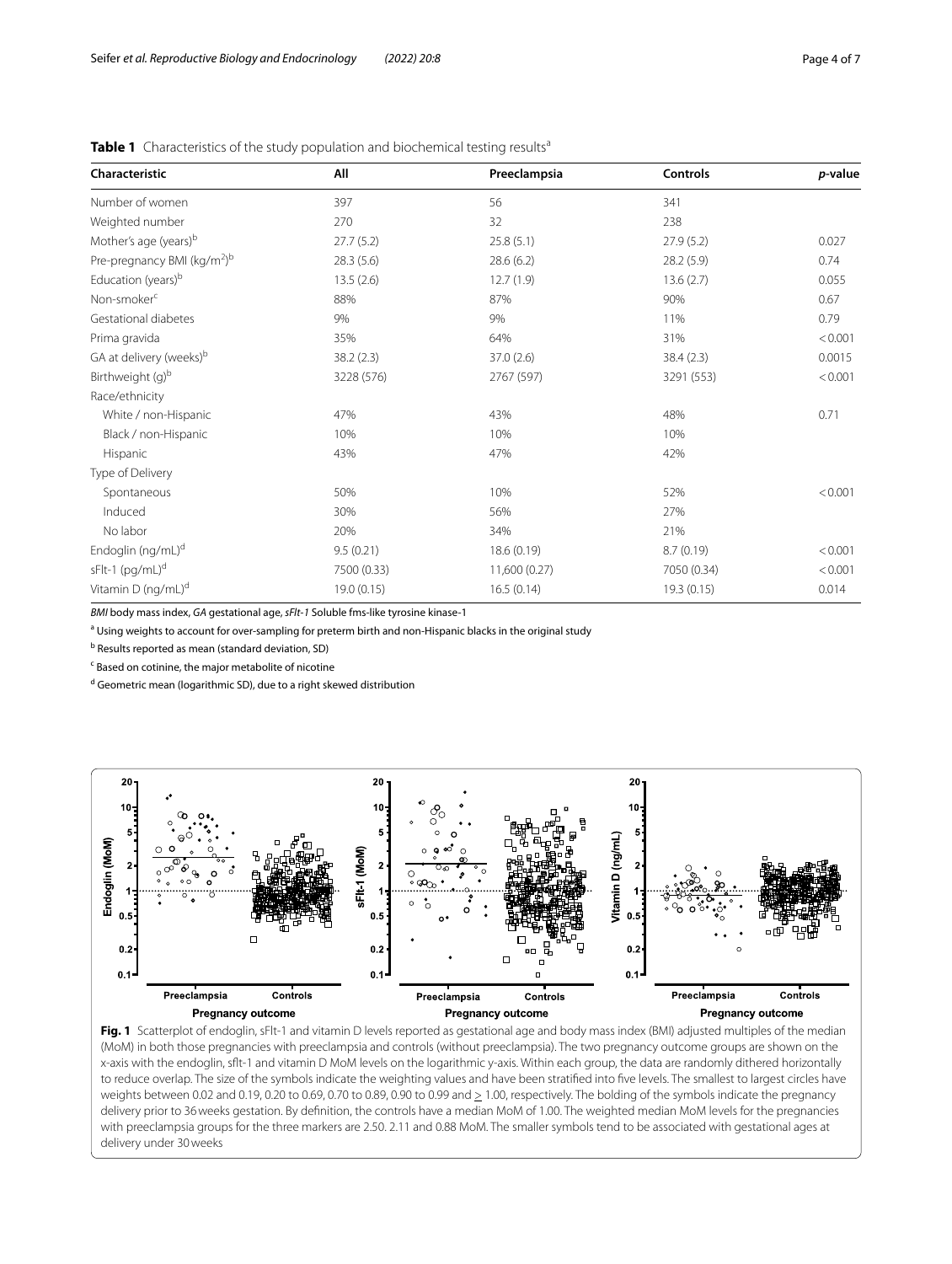**Table 1** Characteristics of the study population and biochemical testing results[a]

| Characteristic | All | Preeclampsia | Controls | *p*-value |
|---|---|---|---|---|
| Number of women | 397 | 56 | 341 | |
| Weighted number | 270 | 32 | 238 | |
| Mother's age (years)[b] | 27.7 (5.2) | 25.8 (5.1) | 27.9 (5.2) | 0.027 |
| Pre-pregnancy BMI (kg/m$^2$)[b] | 28.3 (5.6) | 28.6 (6.2) | 28.2 (5.9) | 0.74 |
| Education (years)[b] | 13.5 (2.6) | 12.7 (1.9) | 13.6 (2.7) | 0.055 |
| Non-smoker[c] | 88% | 87% | 90% | 0.67 |
| Gestational diabetes | 9% | 9% | 11% | 0.79 |
| Prima gravida | 35% | 64% | 31% | < 0.001 |
| GA at delivery (weeks)[b] | 38.2 (2.3) | 37.0 (2.6) | 38.4 (2.3) | 0.0015 |
| Birthweight (g)[b] | 3228 (576) | 2767 (597) | 3291 (553) | < 0.001 |
| Race/ethnicity | | | | |
| White / non-Hispanic | 47% | 43% | 48% | 0.71 |
| Black / non-Hispanic | 10% | 10% | 10% | |
| Hispanic | 43% | 47% | 42% | |
| Type of Delivery | | | | |
| Spontaneous | 50% | 10% | 52% | < 0.001 |
| Induced | 30% | 56% | 27% | |
| No labor | 20% | 34% | 21% | |
| Endoglin (ng/mL)[d] | 9.5 (0.21) | 18.6 (0.19) | 8.7 (0.19) | < 0.001 |
| sFlt-1 (pg/mL)[d] | 7500 (0.33) | 11,600 (0.27) | 7050 (0.34) | < 0.001 |
| Vitamin D (ng/mL)[d] | 19.0 (0.15) | 16.5 (0.14) | 19.3 (0.15) | 0.014 |

*BMI* body mass index, *GA* gestational age, *sFlt-1* Soluble fms-like tyrosine kinase-1

[a] Using weights to account for over-sampling for preterm birth and non-Hispanic blacks in the original study

[b] Results reported as mean (standard deviation, SD)

[c] Based on cotinine, the major metabolite of nicotine

[d] Geometric mean (logarithmic SD), due to a right skewed distribution

**Fig. 1** Scatterplot of endoglin, sFlt-1 and vitamin D levels reported as gestational age and body mass index (BMI) adjusted multiples of the median (MoM) in both those pregnancies with preeclampsia and controls (without preeclampsia). The two pregnancy outcome groups are shown on the x-axis with the endoglin, sflt-1 and vitamin D MoM levels on the logarithmic y-axis. Within each group, the data are randomly dithered horizontally to reduce overlap. The size of the symbols indicate the weighting values and have been stratified into five levels. The smallest to largest circles have weights between 0.02 and 0.19, 0.20 to 0.69, 0.70 to 0.89, 0.90 to 0.99 and ≥ 1.00, respectively. The bolding of the symbols indicate the pregnancy delivery prior to 36 weeks gestation. By definition, the controls have a median MoM of 1.00. The weighted median MoM levels for the pregnancies with preeclampsia groups for the three markers are 2.50. 2.11 and 0.88 MoM. The smaller symbols tend to be associated with gestational ages at delivery under 30 weeks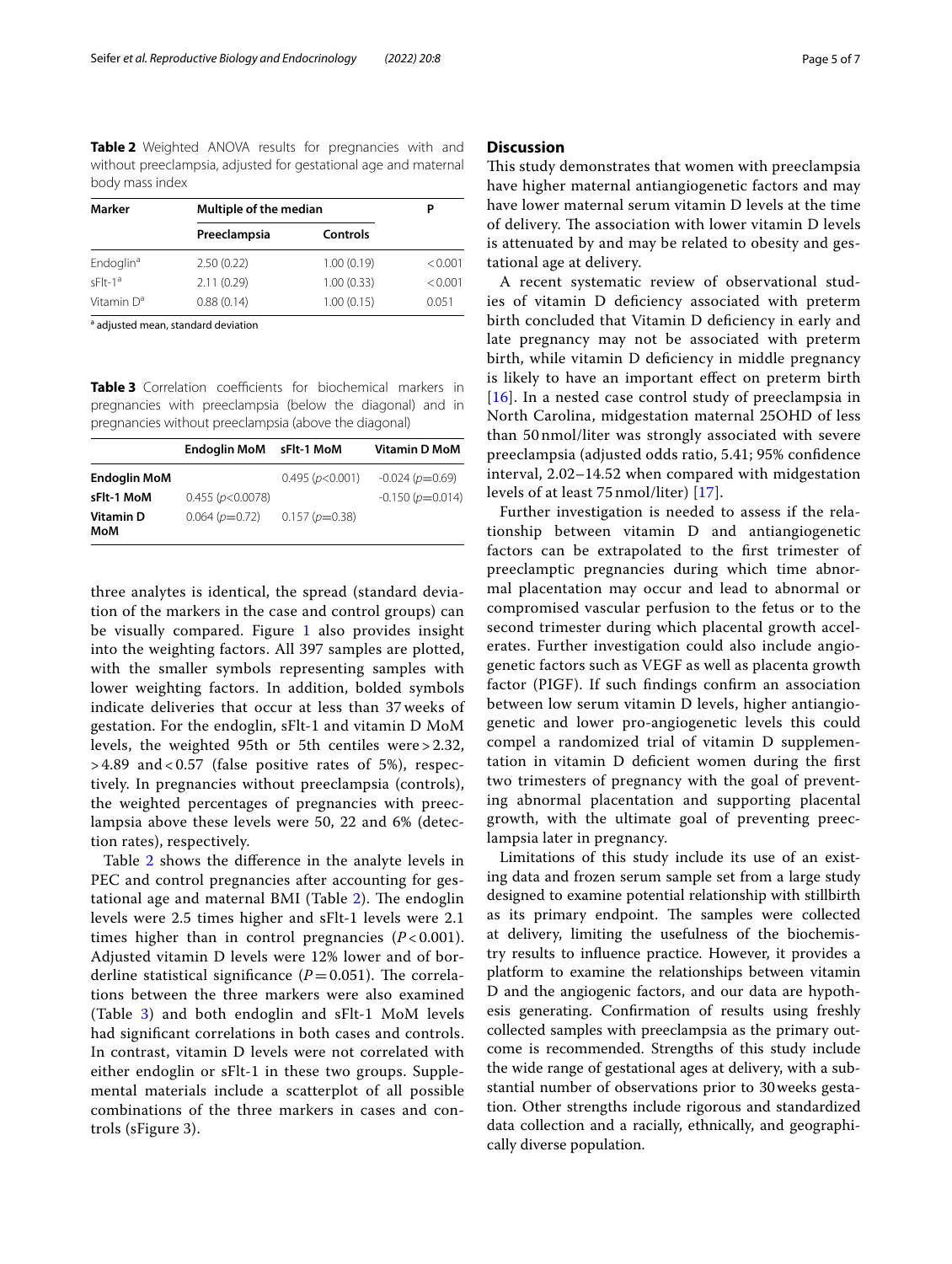**Table 2** Weighted ANOVA results for pregnancies with and without preeclampsia, adjusted for gestational age and maternal body mass index

| Marker | Multiple of the median | | P |
|---|---|---|---|
| | Preeclampsia | Controls | |
| Endoglin[a] | 2.50 (0.22) | 1.00 (0.19) | < 0.001 |
| sFlt-1[a] | 2.11 (0.29) | 1.00 (0.33) | < 0.001 |
| Vitamin D[a] | 0.88 (0.14) | 1.00 (0.15) | 0.051 |

[a] adjusted mean, standard deviation

**Table 3** Correlation coefficients for biochemical markers in pregnancies with preeclampsia (below the diagonal) and in pregnancies without preeclampsia (above the diagonal)

| | Endoglin MoM | sFlt-1 MoM | Vitamin D MoM |
|---|---|---|---|
| **Endoglin MoM** | | 0.495 ($p$<0.001) | -0.024 ($p$=0.69) |
| **sFlt-1 MoM** | 0.455 ($p$<0.0078) | | -0.150 ($p$=0.014) |
| **Vitamin D MoM** | 0.064 ($p$=0.72) | 0.157 ($p$=0.38) | |

three analytes is identical, the spread (standard deviation of the markers in the case and control groups) can be visually compared. Figure 1 also provides insight into the weighting factors. All 397 samples are plotted, with the smaller symbols representing samples with lower weighting factors. In addition, bolded symbols indicate deliveries that occur at less than 37 weeks of gestation. For the endoglin, sFlt-1 and vitamin D MoM levels, the weighted 95th or 5th centiles were > 2.32, > 4.89 and < 0.57 (false positive rates of 5%), respectively. In pregnancies without preeclampsia (controls), the weighted percentages of pregnancies with preeclampsia above these levels were 50, 22 and 6% (detection rates), respectively.

Table 2 shows the difference in the analyte levels in PEC and control pregnancies after accounting for gestational age and maternal BMI (Table 2). The endoglin levels were 2.5 times higher and sFlt-1 levels were 2.1 times higher than in control pregnancies ($P < 0.001$). Adjusted vitamin D levels were 12% lower and of borderline statistical significance ($P = 0.051$). The correlations between the three markers were also examined (Table 3) and both endoglin and sFlt-1 MoM levels had significant correlations in both cases and controls. In contrast, vitamin D levels were not correlated with either endoglin or sFlt-1 in these two groups. Supplemental materials include a scatterplot of all possible combinations of the three markers in cases and controls (sFigure 3).

## Discussion

This study demonstrates that women with preeclampsia have higher maternal antiangiogenetic factors and may have lower maternal serum vitamin D levels at the time of delivery. The association with lower vitamin D levels is attenuated by and may be related to obesity and gestational age at delivery.

A recent systematic review of observational studies of vitamin D deficiency associated with preterm birth concluded that Vitamin D deficiency in early and late pregnancy may not be associated with preterm birth, while vitamin D deficiency in middle pregnancy is likely to have an important effect on preterm birth [16]. In a nested case control study of preeclampsia in North Carolina, midgestation maternal 25OHD of less than 50 nmol/liter was strongly associated with severe preeclampsia (adjusted odds ratio, 5.41; 95% confidence interval, 2.02–14.52 when compared with midgestation levels of at least 75 nmol/liter) [17].

Further investigation is needed to assess if the relationship between vitamin D and antiangiogenetic factors can be extrapolated to the first trimester of preeclamptic pregnancies during which time abnormal placentation may occur and lead to abnormal or compromised vascular perfusion to the fetus or to the second trimester during which placental growth accelerates. Further investigation could also include angiogenetic factors such as VEGF as well as placenta growth factor (PIGF). If such findings confirm an association between low serum vitamin D levels, higher antiangiogenetic and lower pro-angiogenetic levels this could compel a randomized trial of vitamin D supplementation in vitamin D deficient women during the first two trimesters of pregnancy with the goal of preventing abnormal placentation and supporting placental growth, with the ultimate goal of preventing preeclampsia later in pregnancy.

Limitations of this study include its use of an existing data and frozen serum sample set from a large study designed to examine potential relationship with stillbirth as its primary endpoint. The samples were collected at delivery, limiting the usefulness of the biochemistry results to influence practice. However, it provides a platform to examine the relationships between vitamin D and the angiogenic factors, and our data are hypothesis generating. Confirmation of results using freshly collected samples with preeclampsia as the primary outcome is recommended. Strengths of this study include the wide range of gestational ages at delivery, with a substantial number of observations prior to 30 weeks gestation. Other strengths include rigorous and standardized data collection and a racially, ethnically, and geographically diverse population.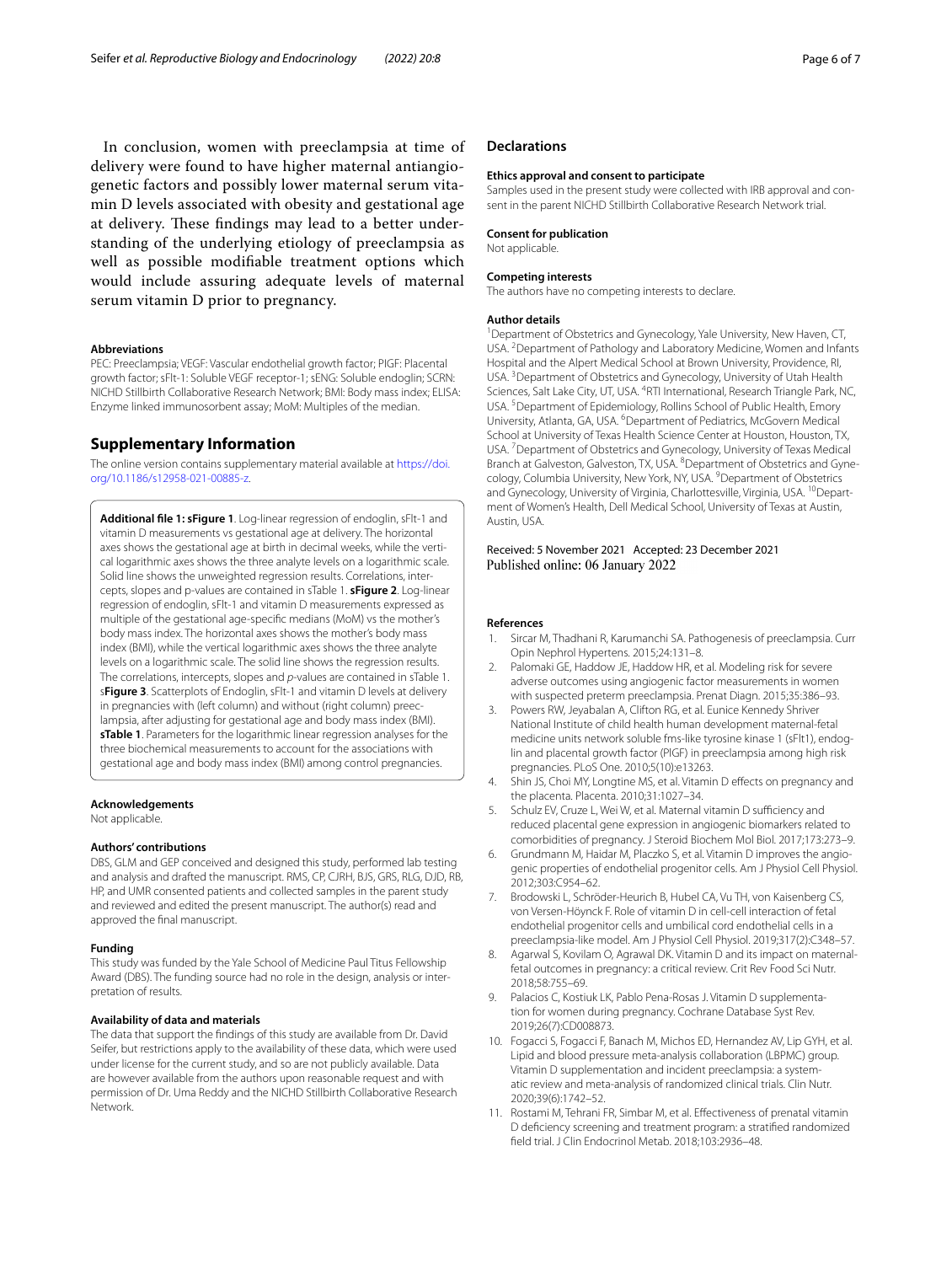In conclusion, women with preeclampsia at time of delivery were found to have higher maternal antiangiogenetic factors and possibly lower maternal serum vitamin D levels associated with obesity and gestational age at delivery. These findings may lead to a better understanding of the underlying etiology of preeclampsia as well as possible modifiable treatment options which would include assuring adequate levels of maternal serum vitamin D prior to pregnancy.

### Abbreviations

PEC: Preeclampsia; VEGF: Vascular endothelial growth factor; PlGF: Placental growth factor; sFlt-1: Soluble VEGF receptor-1; sENG: Soluble endoglin; SCRN: NICHD Stillbirth Collaborative Research Network; BMI: Body mass index; ELISA: Enzyme linked immunosorbent assay; MoM: Multiples of the median.

## Supplementary Information

The online version contains supplementary material available at https://doi.org/10.1186/s12958-021-00885-z.

**Additional file 1: sFigure 1**. Log-linear regression of endoglin, sFlt-1 and vitamin D measurements vs gestational age at delivery. The horizontal axes shows the gestational age at birth in decimal weeks, while the vertical logarithmic axes shows the three analyte levels on a logarithmic scale. Solid line shows the unweighted regression results. Correlations, intercepts, slopes and p-values are contained in sTable 1. **sFigure 2**. Log-linear regression of endoglin, sFlt-1 and vitamin D measurements expressed as multiple of the gestational age-specific medians (MoM) vs the mother's body mass index. The horizontal axes shows the mother's body mass index (BMI), while the vertical logarithmic axes shows the three analyte levels on a logarithmic scale. The solid line shows the regression results. The correlations, intercepts, slopes and *p*-values are contained in sTable 1. s**Figure 3**. Scatterplots of Endoglin, sFlt-1 and vitamin D levels at delivery in pregnancies with (left column) and without (right column) preeclampsia, after adjusting for gestational age and body mass index (BMI). **sTable 1**. Parameters for the logarithmic linear regression analyses for the three biochemical measurements to account for the associations with gestational age and body mass index (BMI) among control pregnancies.

### Acknowledgements

Not applicable.

### Authors' contributions

DBS, GLM and GEP conceived and designed this study, performed lab testing and analysis and drafted the manuscript. RMS, CP, CJRH, BJS, GRS, RLG, DJD, RB, HP, and UMR consented patients and collected samples in the parent study and reviewed and edited the present manuscript. The author(s) read and approved the final manuscript.

### Funding

This study was funded by the Yale School of Medicine Paul Titus Fellowship Award (DBS). The funding source had no role in the design, analysis or interpretation of results.

### Availability of data and materials

The data that support the findings of this study are available from Dr. David Seifer, but restrictions apply to the availability of these data, which were used under license for the current study, and so are not publicly available. Data are however available from the authors upon reasonable request and with permission of Dr. Uma Reddy and the NICHD Stillbirth Collaborative Research Network.

## Declarations

### Ethics approval and consent to participate

Samples used in the present study were collected with IRB approval and consent in the parent NICHD Stillbirth Collaborative Research Network trial.

### Consent for publication

Not applicable.

### Competing interests

The authors have no competing interests to declare.

### Author details

[1]Department of Obstetrics and Gynecology, Yale University, New Haven, CT, USA. [2]Department of Pathology and Laboratory Medicine, Women and Infants Hospital and the Alpert Medical School at Brown University, Providence, RI, USA. [3]Department of Obstetrics and Gynecology, University of Utah Health Sciences, Salt Lake City, UT, USA. [4]RTI International, Research Triangle Park, NC, USA. [5]Department of Epidemiology, Rollins School of Public Health, Emory University, Atlanta, GA, USA. [6]Department of Pediatrics, McGovern Medical School at University of Texas Health Science Center at Houston, Houston, TX, USA. [7]Department of Obstetrics and Gynecology, University of Texas Medical Branch at Galveston, Galveston, TX, USA. [8]Department of Obstetrics and Gynecology, Columbia University, New York, NY, USA. [9]Department of Obstetrics and Gynecology, University of Virginia, Charlottesville, Virginia, USA. [10]Department of Women's Health, Dell Medical School, University of Texas at Austin, Austin, USA.

Received: 5 November 2021 Accepted: 23 December 2021
Published online: 06 January 2022

### References

1. Sircar M, Thadhani R, Karumanchi SA. Pathogenesis of preeclampsia. Curr Opin Nephrol Hypertens. 2015;24:131–8.
2. Palomaki GE, Haddow JE, Haddow HR, et al. Modeling risk for severe adverse outcomes using angiogenic factor measurements in women with suspected preterm preeclampsia. Prenat Diagn. 2015;35:386–93.
3. Powers RW, Jeyabalan A, Clifton RG, et al. Eunice Kennedy Shriver National Institute of child health human development maternal-fetal medicine units network soluble fms-like tyrosine kinase 1 (sFlt1), endoglin and placental growth factor (PlGF) in preeclampsia among high risk pregnancies. PLoS One. 2010;5(10):e13263.
4. Shin JS, Choi MY, Longtine MS, et al. Vitamin D effects on pregnancy and the placenta. Placenta. 2010;31:1027–34.
5. Schulz EV, Cruze L, Wei W, et al. Maternal vitamin D sufficiency and reduced placental gene expression in angiogenic biomarkers related to comorbidities of pregnancy. J Steroid Biochem Mol Biol. 2017;173:273–9.
6. Grundmann M, Haidar M, Placzko S, et al. Vitamin D improves the angiogenic properties of endothelial progenitor cells. Am J Physiol Cell Physiol. 2012;303:C954–62.
7. Brodowski L, Schröder-Heurich B, Hubel CA, Vu TH, von Kaisenberg CS, von Versen-Höynck F. Role of vitamin D in cell-cell interaction of fetal endothelial progenitor cells and umbilical cord endothelial cells in a preeclampsia-like model. Am J Physiol Cell Physiol. 2019;317(2):C348–57.
8. Agarwal S, Kovilam O, Agrawal DK. Vitamin D and its impact on maternal-fetal outcomes in pregnancy: a critical review. Crit Rev Food Sci Nutr. 2018;58:755–69.
9. Palacios C, Kostiuk LK, Pablo Pena-Rosas J. Vitamin D supplementation for women during pregnancy. Cochrane Database Syst Rev. 2019;26(7):CD008873.
10. Fogacci S, Fogacci F, Banach M, Michos ED, Hernandez AV, Lip GYH, et al. Lipid and blood pressure meta-analysis collaboration (LBPMC) group. Vitamin D supplementation and incident preeclampsia: a systematic review and meta-analysis of randomized clinical trials. Clin Nutr. 2020;39(6):1742–52.
11. Rostami M, Tehrani FR, Simbar M, et al. Effectiveness of prenatal vitamin D deficiency screening and treatment program: a stratified randomized field trial. J Clin Endocrinol Metab. 2018;103:2936–48.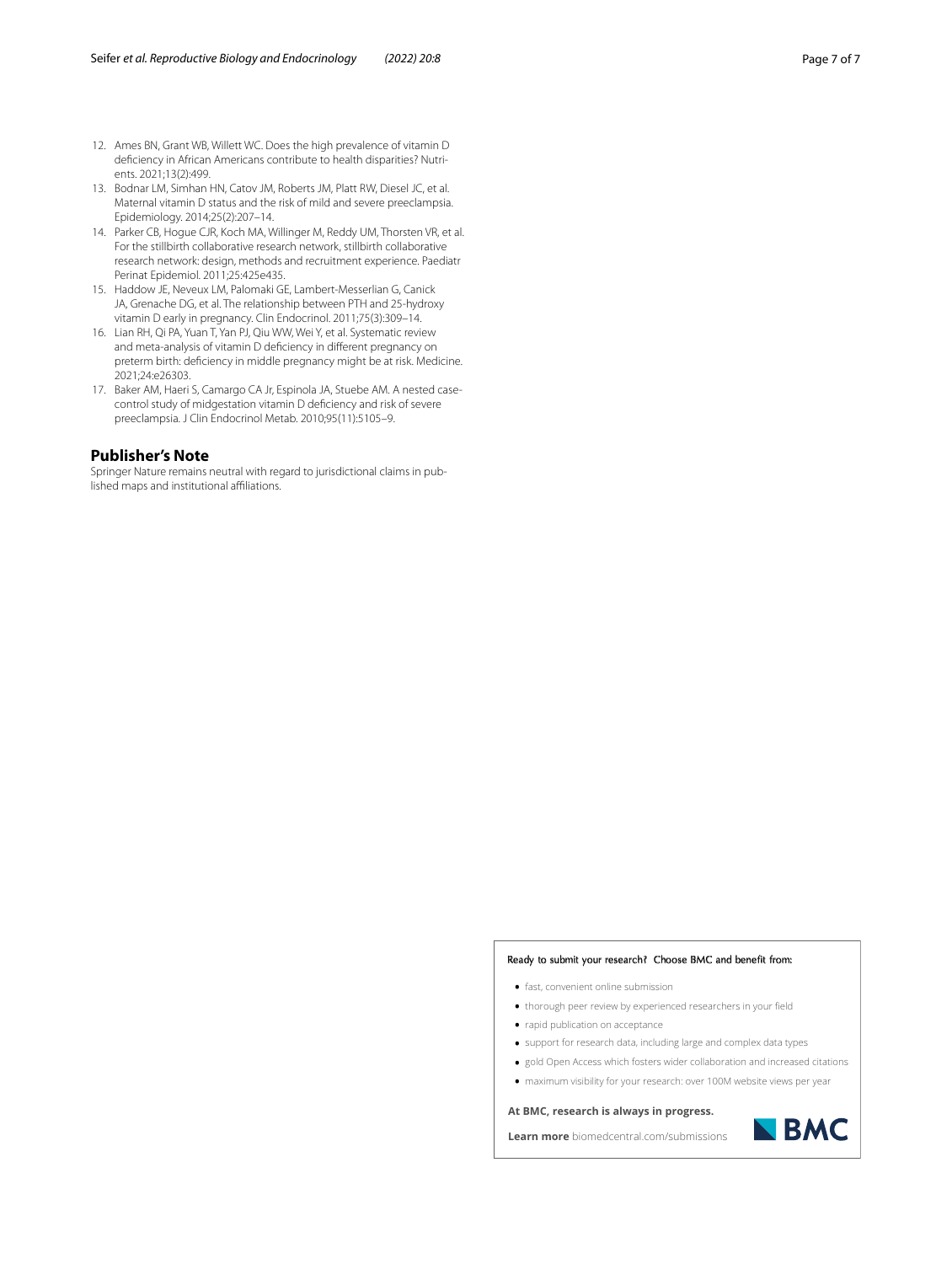12. Ames BN, Grant WB, Willett WC. Does the high prevalence of vitamin D deficiency in African Americans contribute to health disparities? Nutrients. 2021;13(2):499.
13. Bodnar LM, Simhan HN, Catov JM, Roberts JM, Platt RW, Diesel JC, et al. Maternal vitamin D status and the risk of mild and severe preeclampsia. Epidemiology. 2014;25(2):207–14.
14. Parker CB, Hogue CJR, Koch MA, Willinger M, Reddy UM, Thorsten VR, et al. For the stillbirth collaborative research network, stillbirth collaborative research network: design, methods and recruitment experience. Paediatr Perinat Epidemiol. 2011;25:425e435.
15. Haddow JE, Neveux LM, Palomaki GE, Lambert-Messerlian G, Canick JA, Grenache DG, et al. The relationship between PTH and 25-hydroxy vitamin D early in pregnancy. Clin Endocrinol. 2011;75(3):309–14.
16. Lian RH, Qi PA, Yuan T, Yan PJ, Qiu WW, Wei Y, et al. Systematic review and meta-analysis of vitamin D deficiency in different pregnancy on preterm birth: deficiency in middle pregnancy might be at risk. Medicine. 2021;24:e26303.
17. Baker AM, Haeri S, Camargo CA Jr, Espinola JA, Stuebe AM. A nested case-control study of midgestation vitamin D deficiency and risk of severe preeclampsia. J Clin Endocrinol Metab. 2010;95(11):5105–9.

## Publisher's Note

Springer Nature remains neutral with regard to jurisdictional claims in published maps and institutional affiliations.

Ready to submit your research? Choose BMC and benefit from:

- fast, convenient online submission
- thorough peer review by experienced researchers in your field
- rapid publication on acceptance
- support for research data, including large and complex data types
- gold Open Access which fosters wider collaboration and increased citations
- maximum visibility for your research: over 100M website views per year

**At BMC, research is always in progress.**

**Learn more** biomedcentral.com/submissions

BMC